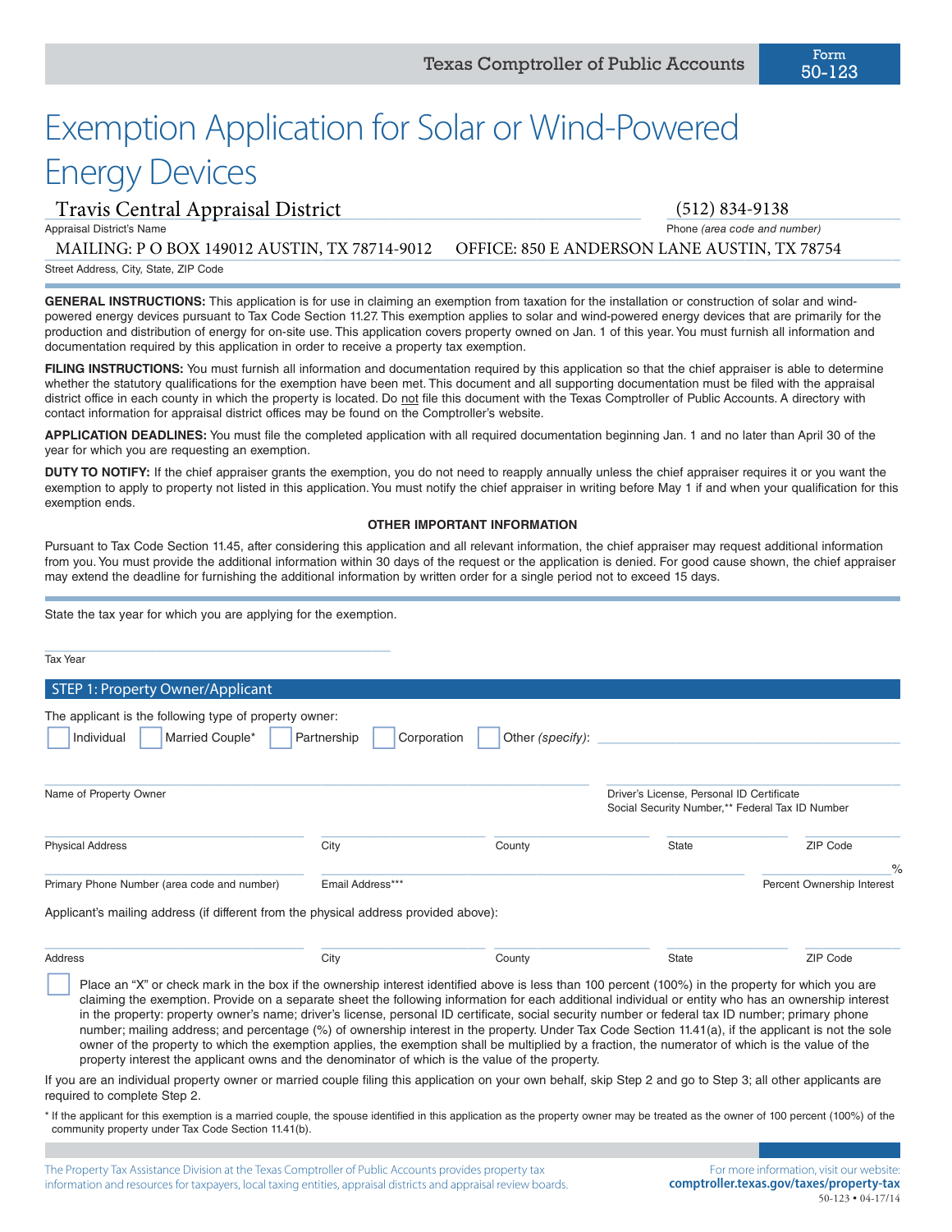Texas Comptroller of Public Accounts

Form 50-123

# Exemption Application for Solar or Wind-Powered Energy Devices

Travis Central Appraisal District
Appraisal District's Name

(512) 834-9138
Phone *(area code and number)*

MAILING: P O BOX 149012 AUSTIN, TX 78714-9012 OFFICE: 850 E ANDERSON LANE AUSTIN, TX 78754
Street Address, City, State, ZIP Code

**GENERAL INSTRUCTIONS:** This application is for use in claiming an exemption from taxation for the installation or construction of solar and wind-powered energy devices pursuant to Tax Code Section 11.27. This exemption applies to solar and wind-powered energy devices that are primarily for the production and distribution of energy for on-site use. This application covers property owned on Jan. 1 of this year. You must furnish all information and documentation required by this application in order to receive a property tax exemption.

**FILING INSTRUCTIONS:** You must furnish all information and documentation required by this application so that the chief appraiser is able to determine whether the statutory qualifications for the exemption have been met. This document and all supporting documentation must be filed with the appraisal district office in each county in which the property is located. Do not file this document with the Texas Comptroller of Public Accounts. A directory with contact information for appraisal district offices may be found on the Comptroller's website.

**APPLICATION DEADLINES:** You must file the completed application with all required documentation beginning Jan. 1 and no later than April 30 of the year for which you are requesting an exemption.

**DUTY TO NOTIFY:** If the chief appraiser grants the exemption, you do not need to reapply annually unless the chief appraiser requires it or you want the exemption to apply to property not listed in this application. You must notify the chief appraiser in writing before May 1 if and when your qualification for this exemption ends.

**OTHER IMPORTANT INFORMATION**

Pursuant to Tax Code Section 11.45, after considering this application and all relevant information, the chief appraiser may request additional information from you. You must provide the additional information within 30 days of the request or the application is denied. For good cause shown, the chief appraiser may extend the deadline for furnishing the additional information by written order for a single period not to exceed 15 days.

State the tax year for which you are applying for the exemption.

______________________
Tax Year

## STEP 1: Property Owner/Applicant

The applicant is the following type of property owner:

☐ Individual ☐ Married Couple* ☐ Partnership ☐ Corporation ☐ Other *(specify)*: ______________________

______________________ Name of Property Owner

______________________ Driver's License, Personal ID Certificate Social Security Number,** Federal Tax ID Number

______________________ Physical Address | City | County | State | ZIP Code

______________________ Primary Phone Number (area code and number) | Email Address*** | ______ % Percent Ownership Interest

Applicant's mailing address (if different from the physical address provided above):

______________________ Address | City | County | State | ZIP Code

☐ Place an "X" or check mark in the box if the ownership interest identified above is less than 100 percent (100%) in the property for which you are claiming the exemption. Provide on a separate sheet the following information for each additional individual or entity who has an ownership interest in the property: property owner's name; driver's license, personal ID certificate, social security number or federal tax ID number; primary phone number; mailing address; and percentage (%) of ownership interest in the property. Under Tax Code Section 11.41(a), if the applicant is not the sole owner of the property to which the exemption applies, the exemption shall be multiplied by a fraction, the numerator of which is the value of the property interest the applicant owns and the denominator of which is the value of the property.

If you are an individual property owner or married couple filing this application on your own behalf, skip Step 2 and go to Step 3; all other applicants are required to complete Step 2.

\* If the applicant for this exemption is a married couple, the spouse identified in this application as the property owner may be treated as the owner of 100 percent (100%) of the community property under Tax Code Section 11.41(b).

The Property Tax Assistance Division at the Texas Comptroller of Public Accounts provides property tax information and resources for taxpayers, local taxing entities, appraisal districts and appraisal review boards.

For more information, visit our website: **comptroller.texas.gov/taxes/property-tax**

50-123 • 04-17/14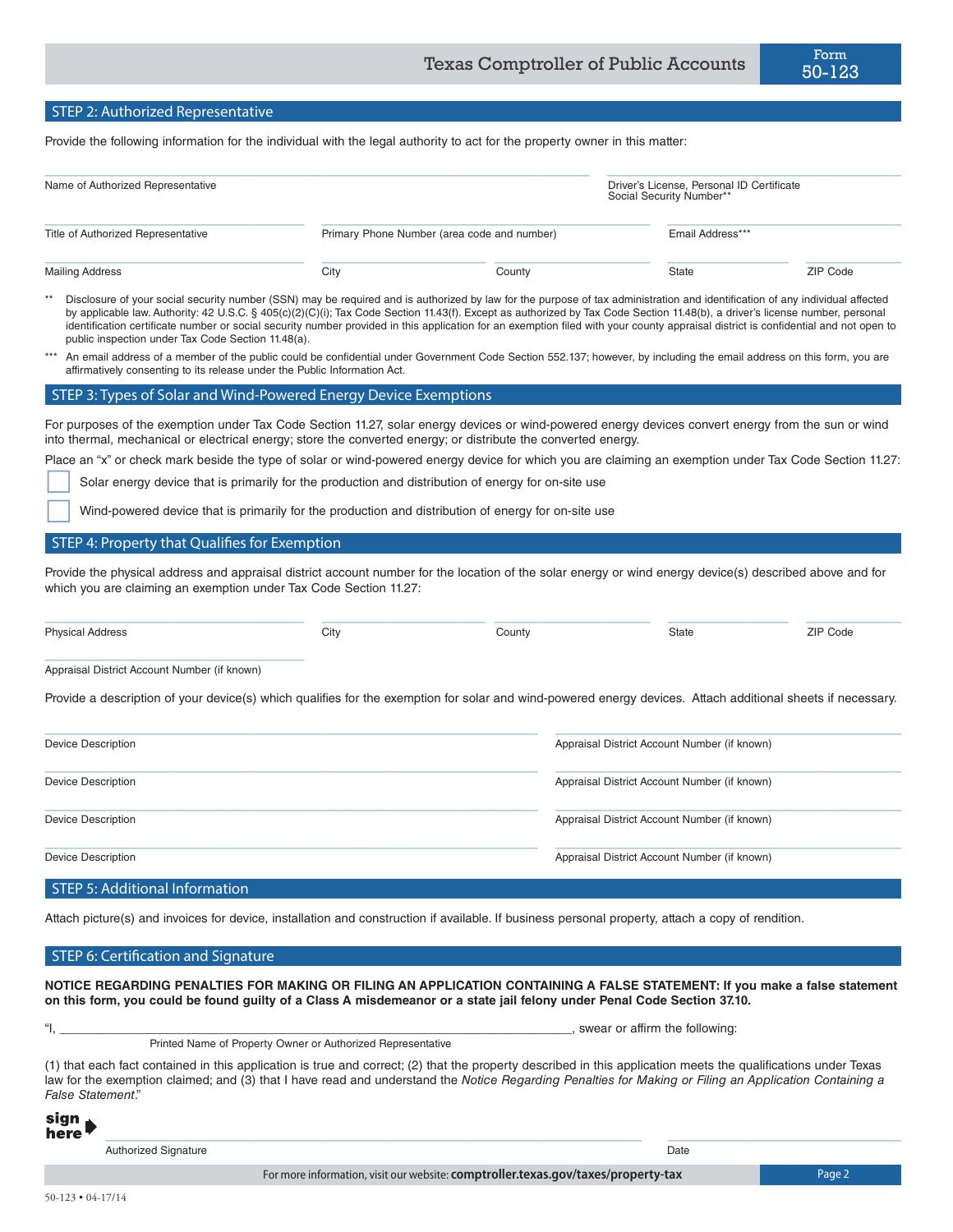## STEP 2: Authorized Representative

Provide the following information for the individual with the legal authority to act for the property owner in this matter:

| | |
|---|---|
| Name of Authorized Representative | Driver's License, Personal ID Certificate Social Security Number** |

| | | |
|---|---|---|
| Title of Authorized Representative | Primary Phone Number (area code and number) | Email Address*** |

| | | | | |
|---|---|---|---|---|
| Mailing Address | City | County | State | ZIP Code |

** Disclosure of your social security number (SSN) may be required and is authorized by law for the purpose of tax administration and identification of any individual affected by applicable law. Authority: 42 U.S.C. § 405(c)(2)(C)(i); Tax Code Section 11.43(f). Except as authorized by Tax Code Section 11.48(b), a driver's license number, personal identification certificate number or social security number provided in this application for an exemption filed with your county appraisal district is confidential and not open to public inspection under Tax Code Section 11.48(a).

*** An email address of a member of the public could be confidential under Government Code Section 552.137; however, by including the email address on this form, you are affirmatively consenting to its release under the Public Information Act.

## STEP 3: Types of Solar and Wind-Powered Energy Device Exemptions

For purposes of the exemption under Tax Code Section 11.27, solar energy devices or wind-powered energy devices convert energy from the sun or wind into thermal, mechanical or electrical energy; store the converted energy; or distribute the converted energy.

Place an "x" or check mark beside the type of solar or wind-powered energy device for which you are claiming an exemption under Tax Code Section 11.27:

- ☐ Solar energy device that is primarily for the production and distribution of energy for on-site use
- ☐ Wind-powered device that is primarily for the production and distribution of energy for on-site use

## STEP 4: Property that Qualifies for Exemption

Provide the physical address and appraisal district account number for the location of the solar energy or wind energy device(s) described above and for which you are claiming an exemption under Tax Code Section 11.27:

| | | | | |
|---|---|---|---|---|
| Physical Address | City | County | State | ZIP Code |

Appraisal District Account Number (if known)

Provide a description of your device(s) which qualifies for the exemption for solar and wind-powered energy devices. Attach additional sheets if necessary.

| | |
|---|---|
| Device Description | Appraisal District Account Number (if known) |
| Device Description | Appraisal District Account Number (if known) |
| Device Description | Appraisal District Account Number (if known) |
| Device Description | Appraisal District Account Number (if known) |

## STEP 5: Additional Information

Attach picture(s) and invoices for device, installation and construction if available. If business personal property, attach a copy of rendition.

## STEP 6: Certification and Signature

**NOTICE REGARDING PENALTIES FOR MAKING OR FILING AN APPLICATION CONTAINING A FALSE STATEMENT: If you make a false statement on this form, you could be found guilty of a Class A misdemeanor or a state jail felony under Penal Code Section 37.10.**

"I, ______________________________, swear or affirm the following:

Printed Name of Property Owner or Authorized Representative

(1) that each fact contained in this application is true and correct; (2) that the property described in this application meets the qualifications under Texas law for the exemption claimed; and (3) that I have read and understand the *Notice Regarding Penalties for Making or Filing an Application Containing a False Statement*."

sign here

| | |
|---|---|
| Authorized Signature | Date |

For more information, visit our website: **comptroller.texas.gov/taxes/property-tax**

50-123 • 04-17/14